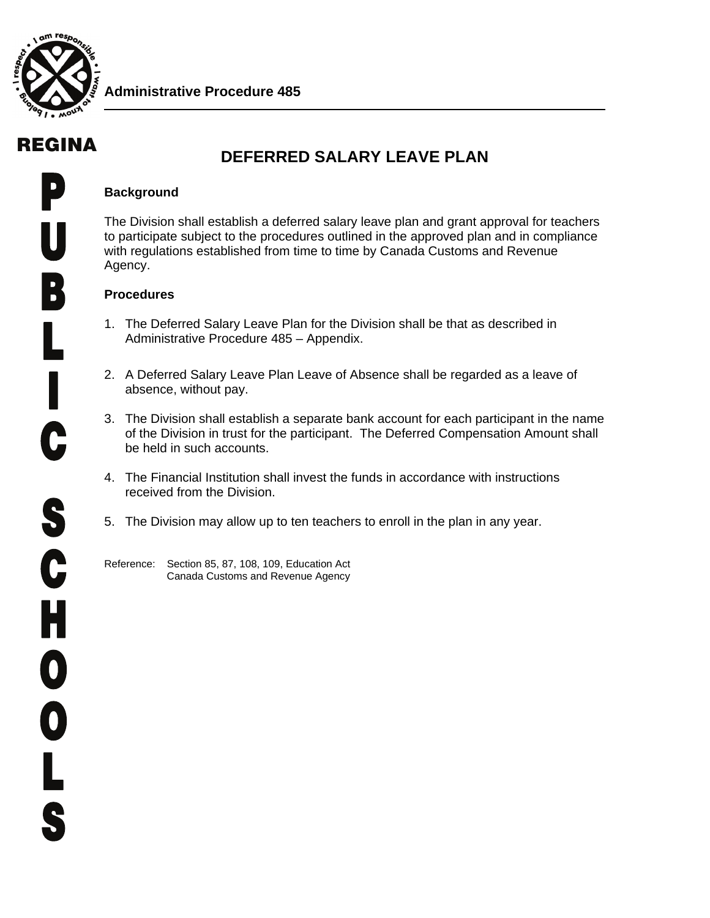**Administrative Procedure 485**

# DEFERRED SALARY LEAVE PLAN

**Background**

The Division shall establish a deferred salary leave plan and grant approval for teachers to participate subject to the procedures outlined in the approved plan and in compliance with regulations established from time to time by Canada Customs and Revenue Agency.

**Procedures**

1. The Deferred Salary Leave Plan for the Division shall be that as described in Administrative Procedure 485 – Appendix.
2. A Deferred Salary Leave Plan Leave of Absence shall be regarded as a leave of absence, without pay.
3. The Division shall establish a separate bank account for each participant in the name of the Division in trust for the participant. The Deferred Compensation Amount shall be held in such accounts.
4. The Financial Institution shall invest the funds in accordance with instructions received from the Division.
5. The Division may allow up to ten teachers to enroll in the plan in any year.

Reference: Section 85, 87, 108, 109, Education Act
Canada Customs and Revenue Agency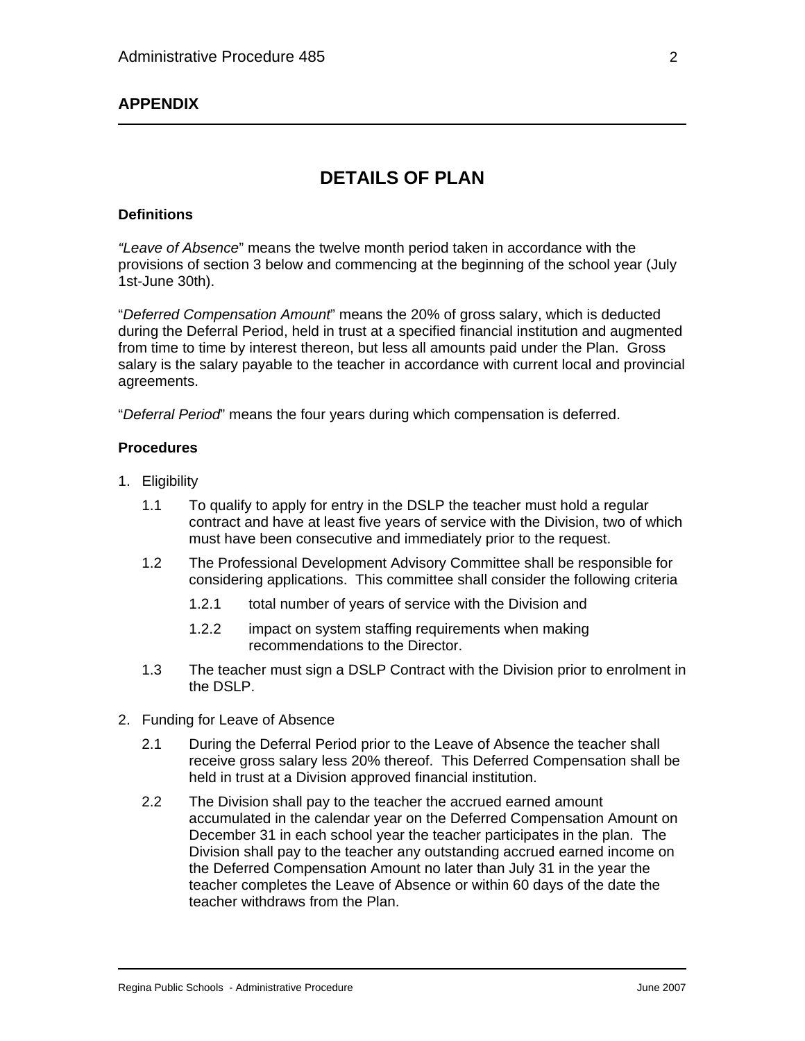## APPENDIX

# DETAILS OF PLAN

### Definitions

*"Leave of Absence*" means the twelve month period taken in accordance with the provisions of section 3 below and commencing at the beginning of the school year (July 1st-June 30th).

"*Deferred Compensation Amount*" means the 20% of gross salary, which is deducted during the Deferral Period, held in trust at a specified financial institution and augmented from time to time by interest thereon, but less all amounts paid under the Plan. Gross salary is the salary payable to the teacher in accordance with current local and provincial agreements.

"*Deferral Period*" means the four years during which compensation is deferred.

### Procedures

1. Eligibility

   1.1 To qualify to apply for entry in the DSLP the teacher must hold a regular contract and have at least five years of service with the Division, two of which must have been consecutive and immediately prior to the request.

   1.2 The Professional Development Advisory Committee shall be responsible for considering applications. This committee shall consider the following criteria

      1.2.1 total number of years of service with the Division and

      1.2.2 impact on system staffing requirements when making recommendations to the Director.

   1.3 The teacher must sign a DSLP Contract with the Division prior to enrolment in the DSLP.

2. Funding for Leave of Absence

   2.1 During the Deferral Period prior to the Leave of Absence the teacher shall receive gross salary less 20% thereof. This Deferred Compensation shall be held in trust at a Division approved financial institution.

   2.2 The Division shall pay to the teacher the accrued earned amount accumulated in the calendar year on the Deferred Compensation Amount on December 31 in each school year the teacher participates in the plan. The Division shall pay to the teacher any outstanding accrued earned income on the Deferred Compensation Amount no later than July 31 in the year the teacher completes the Leave of Absence or within 60 days of the date the teacher withdraws from the Plan.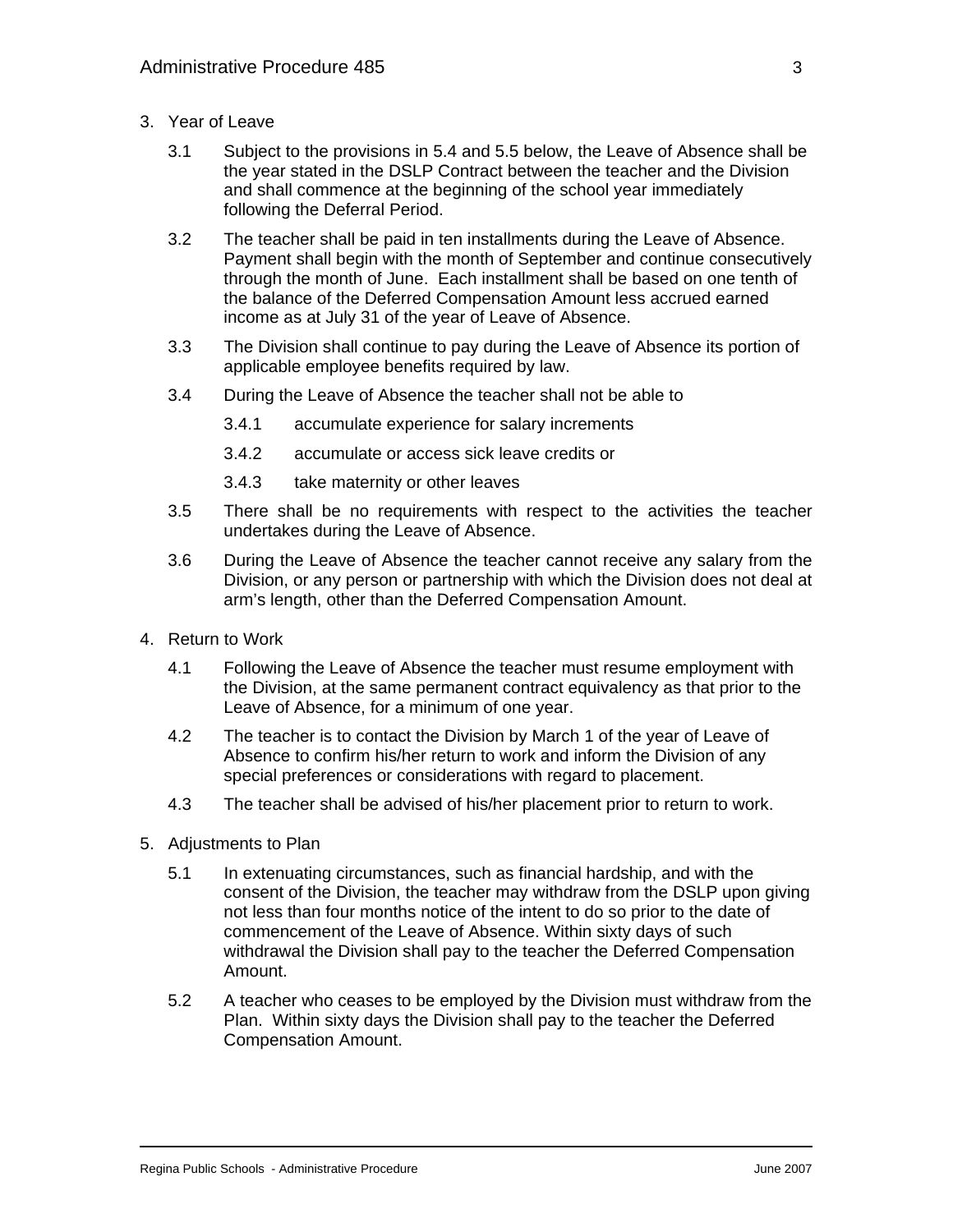3. Year of Leave

   3.1 Subject to the provisions in 5.4 and 5.5 below, the Leave of Absence shall be the year stated in the DSLP Contract between the teacher and the Division and shall commence at the beginning of the school year immediately following the Deferral Period.

   3.2 The teacher shall be paid in ten installments during the Leave of Absence. Payment shall begin with the month of September and continue consecutively through the month of June. Each installment shall be based on one tenth of the balance of the Deferred Compensation Amount less accrued earned income as at July 31 of the year of Leave of Absence.

   3.3 The Division shall continue to pay during the Leave of Absence its portion of applicable employee benefits required by law.

   3.4 During the Leave of Absence the teacher shall not be able to

      3.4.1 accumulate experience for salary increments

      3.4.2 accumulate or access sick leave credits or

      3.4.3 take maternity or other leaves

   3.5 There shall be no requirements with respect to the activities the teacher undertakes during the Leave of Absence.

   3.6 During the Leave of Absence the teacher cannot receive any salary from the Division, or any person or partnership with which the Division does not deal at arm's length, other than the Deferred Compensation Amount.

4. Return to Work

   4.1 Following the Leave of Absence the teacher must resume employment with the Division, at the same permanent contract equivalency as that prior to the Leave of Absence, for a minimum of one year.

   4.2 The teacher is to contact the Division by March 1 of the year of Leave of Absence to confirm his/her return to work and inform the Division of any special preferences or considerations with regard to placement.

   4.3 The teacher shall be advised of his/her placement prior to return to work.

5. Adjustments to Plan

   5.1 In extenuating circumstances, such as financial hardship, and with the consent of the Division, the teacher may withdraw from the DSLP upon giving not less than four months notice of the intent to do so prior to the date of commencement of the Leave of Absence. Within sixty days of such withdrawal the Division shall pay to the teacher the Deferred Compensation Amount.

   5.2 A teacher who ceases to be employed by the Division must withdraw from the Plan. Within sixty days the Division shall pay to the teacher the Deferred Compensation Amount.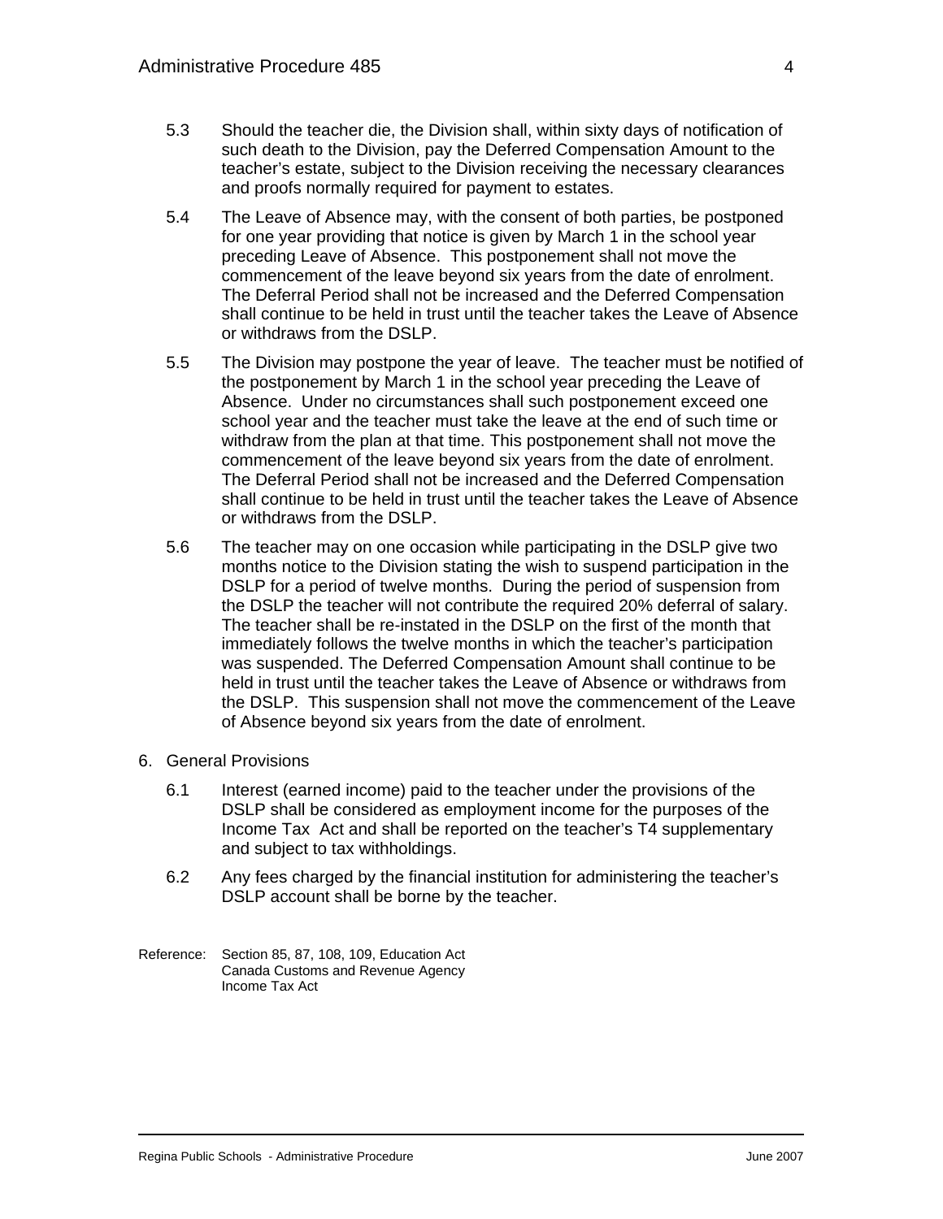5.3 Should the teacher die, the Division shall, within sixty days of notification of such death to the Division, pay the Deferred Compensation Amount to the teacher's estate, subject to the Division receiving the necessary clearances and proofs normally required for payment to estates.

5.4 The Leave of Absence may, with the consent of both parties, be postponed for one year providing that notice is given by March 1 in the school year preceding Leave of Absence. This postponement shall not move the commencement of the leave beyond six years from the date of enrolment. The Deferral Period shall not be increased and the Deferred Compensation shall continue to be held in trust until the teacher takes the Leave of Absence or withdraws from the DSLP.

5.5 The Division may postpone the year of leave. The teacher must be notified of the postponement by March 1 in the school year preceding the Leave of Absence. Under no circumstances shall such postponement exceed one school year and the teacher must take the leave at the end of such time or withdraw from the plan at that time. This postponement shall not move the commencement of the leave beyond six years from the date of enrolment. The Deferral Period shall not be increased and the Deferred Compensation shall continue to be held in trust until the teacher takes the Leave of Absence or withdraws from the DSLP.

5.6 The teacher may on one occasion while participating in the DSLP give two months notice to the Division stating the wish to suspend participation in the DSLP for a period of twelve months. During the period of suspension from the DSLP the teacher will not contribute the required 20% deferral of salary. The teacher shall be re-instated in the DSLP on the first of the month that immediately follows the twelve months in which the teacher's participation was suspended. The Deferred Compensation Amount shall continue to be held in trust until the teacher takes the Leave of Absence or withdraws from the DSLP. This suspension shall not move the commencement of the Leave of Absence beyond six years from the date of enrolment.

6. General Provisions

6.1 Interest (earned income) paid to the teacher under the provisions of the DSLP shall be considered as employment income for the purposes of the Income Tax Act and shall be reported on the teacher's T4 supplementary and subject to tax withholdings.

6.2 Any fees charged by the financial institution for administering the teacher's DSLP account shall be borne by the teacher.

Reference: Section 85, 87, 108, 109, Education Act
Canada Customs and Revenue Agency
Income Tax Act